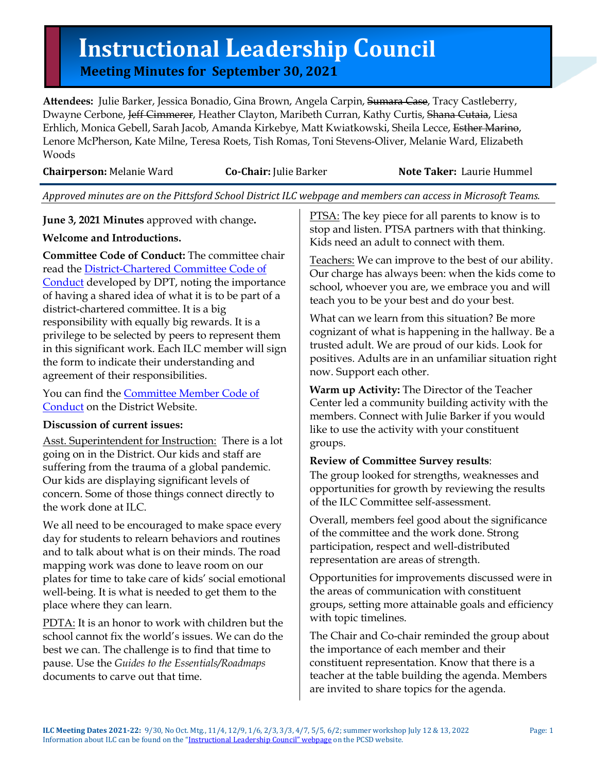# Instructional Leadership Council

## Meeting Minutes for September 30, 2021

**Attendees:** Julie Barker, Jessica Bonadio, Gina Brown, Angela Carpin, ~~Sumara Case~~, Tracy Castleberry, Dwayne Cerbone, ~~Jeff Cimmerer~~, Heather Clayton, Maribeth Curran, Kathy Curtis, ~~Shana Cutaia~~, Liesa Erhlich, Monica Gebell, Sarah Jacob, Amanda Kirkebye, Matt Kwiatkowski, Sheila Lecce, ~~Esther Marino~~, Lenore McPherson, Kate Milne, Teresa Roets, Tish Romas, Toni Stevens-Oliver, Melanie Ward, Elizabeth Woods

**Chairperson:** Melanie Ward **Co-Chair:** Julie Barker **Note Taker:** Laurie Hummel

*Approved minutes are on the Pittsford School District ILC webpage and members can access in Microsoft Teams.*

**June 3, 2021 Minutes** approved with change**.**

**Welcome and Introductions.**

**Committee Code of Conduct:** The committee chair read the District-Chartered Committee Code of Conduct developed by DPT, noting the importance of having a shared idea of what it is to be part of a district-chartered committee. It is a big responsibility with equally big rewards. It is a privilege to be selected by peers to represent them in this significant work. Each ILC member will sign the form to indicate their understanding and agreement of their responsibilities.

You can find the Committee Member Code of Conduct on the District Website.

**Discussion of current issues:**

Asst. Superintendent for Instruction: There is a lot going on in the District. Our kids and staff are suffering from the trauma of a global pandemic. Our kids are displaying significant levels of concern. Some of those things connect directly to the work done at ILC.

We all need to be encouraged to make space every day for students to relearn behaviors and routines and to talk about what is on their minds. The road mapping work was done to leave room on our plates for time to take care of kids' social emotional well-being. It is what is needed to get them to the place where they can learn.

PDTA: It is an honor to work with children but the school cannot fix the world's issues. We can do the best we can. The challenge is to find that time to pause. Use the *Guides to the Essentials/Roadmaps* documents to carve out that time.

PTSA: The key piece for all parents to know is to stop and listen. PTSA partners with that thinking. Kids need an adult to connect with them.

Teachers: We can improve to the best of our ability. Our charge has always been: when the kids come to school, whoever you are, we embrace you and will teach you to be your best and do your best.

What can we learn from this situation? Be more cognizant of what is happening in the hallway. Be a trusted adult. We are proud of our kids. Look for positives. Adults are in an unfamiliar situation right now. Support each other.

**Warm up Activity:** The Director of the Teacher Center led a community building activity with the members. Connect with Julie Barker if you would like to use the activity with your constituent groups.

**Review of Committee Survey results**:

The group looked for strengths, weaknesses and opportunities for growth by reviewing the results of the ILC Committee self-assessment.

Overall, members feel good about the significance of the committee and the work done. Strong participation, respect and well-distributed representation are areas of strength.

Opportunities for improvements discussed were in the areas of communication with constituent groups, setting more attainable goals and efficiency with topic timelines.

The Chair and Co-chair reminded the group about the importance of each member and their constituent representation. Know that there is a teacher at the table building the agenda. Members are invited to share topics for the agenda.

**ILC Meeting Dates 2021-22:** 9/30, No Oct. Mtg., 11/4, 12/9, 1/6, 2/3, 3/3, 4/7, 5/5, 6/2; summer workshop July 12 & 13, 2022
Information about ILC can be found on the "Instructional Leadership Council" webpage on the PCSD website.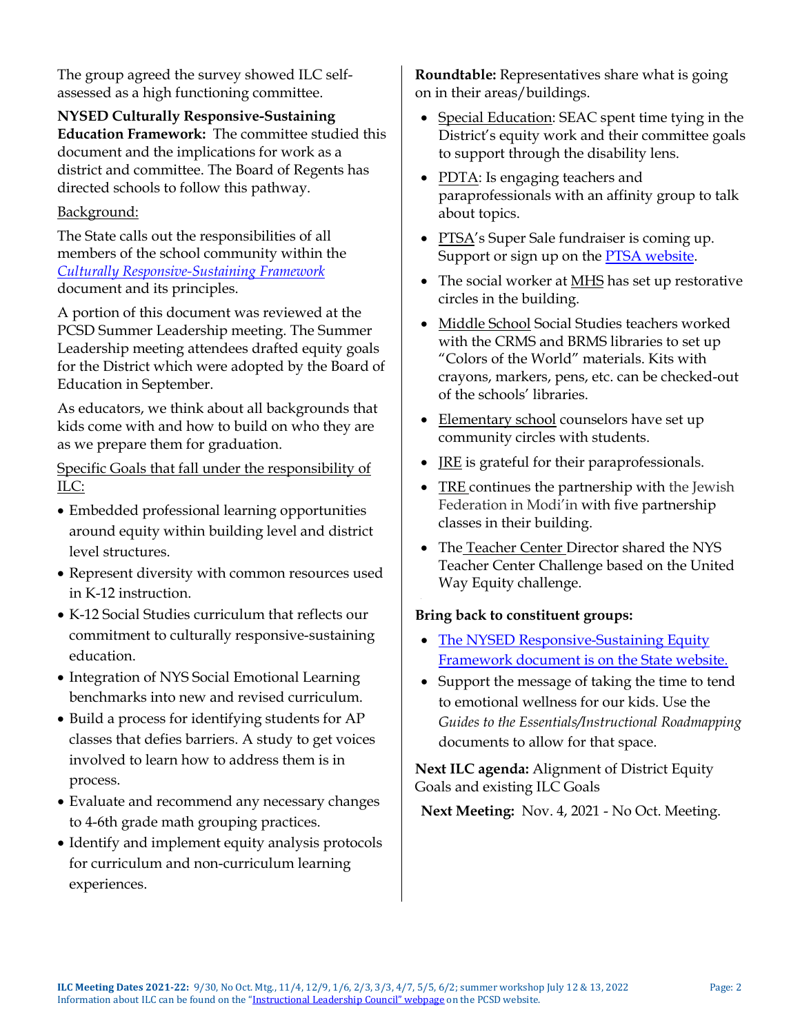The group agreed the survey showed ILC self-assessed as a high functioning committee.

**NYSED Culturally Responsive-Sustaining Education Framework:** The committee studied this document and the implications for work as a district and committee. The Board of Regents has directed schools to follow this pathway.

Background:

The State calls out the responsibilities of all members of the school community within the *Culturally Responsive-Sustaining Framework* document and its principles.

A portion of this document was reviewed at the PCSD Summer Leadership meeting. The Summer Leadership meeting attendees drafted equity goals for the District which were adopted by the Board of Education in September.

As educators, we think about all backgrounds that kids come with and how to build on who they are as we prepare them for graduation.

Specific Goals that fall under the responsibility of ILC:

- Embedded professional learning opportunities around equity within building level and district level structures.
- Represent diversity with common resources used in K-12 instruction.
- K-12 Social Studies curriculum that reflects our commitment to culturally responsive-sustaining education.
- Integration of NYS Social Emotional Learning benchmarks into new and revised curriculum.
- Build a process for identifying students for AP classes that defies barriers. A study to get voices involved to learn how to address them is in process.
- Evaluate and recommend any necessary changes to 4-6th grade math grouping practices.
- Identify and implement equity analysis protocols for curriculum and non-curriculum learning experiences.

**Roundtable:** Representatives share what is going on in their areas/buildings.

- Special Education: SEAC spent time tying in the District's equity work and their committee goals to support through the disability lens.
- PDTA: Is engaging teachers and paraprofessionals with an affinity group to talk about topics.
- PTSA's Super Sale fundraiser is coming up. Support or sign up on the PTSA website.
- The social worker at MHS has set up restorative circles in the building.
- Middle School Social Studies teachers worked with the CRMS and BRMS libraries to set up "Colors of the World" materials. Kits with crayons, markers, pens, etc. can be checked-out of the schools' libraries.
- Elementary school counselors have set up community circles with students.
- JRE is grateful for their paraprofessionals.
- TRE continues the partnership with the Jewish Federation in Modi'in with five partnership classes in their building.
- The Teacher Center Director shared the NYS Teacher Center Challenge based on the United Way Equity challenge.

**Bring back to constituent groups:**

- The NYSED Responsive-Sustaining Equity Framework document is on the State website.
- Support the message of taking the time to tend to emotional wellness for our kids. Use the *Guides to the Essentials/Instructional Roadmapping* documents to allow for that space.

**Next ILC agenda:** Alignment of District Equity Goals and existing ILC Goals

**Next Meeting:** Nov. 4, 2021 - No Oct. Meeting.

**ILC Meeting Dates 2021-22:** 9/30, No Oct. Mtg., 11/4, 12/9, 1/6, 2/3, 3/3, 4/7, 5/5, 6/2; summer workshop July 12 & 13, 2022
Information about ILC can be found on the "Instructional Leadership Council" webpage on the PCSD website.